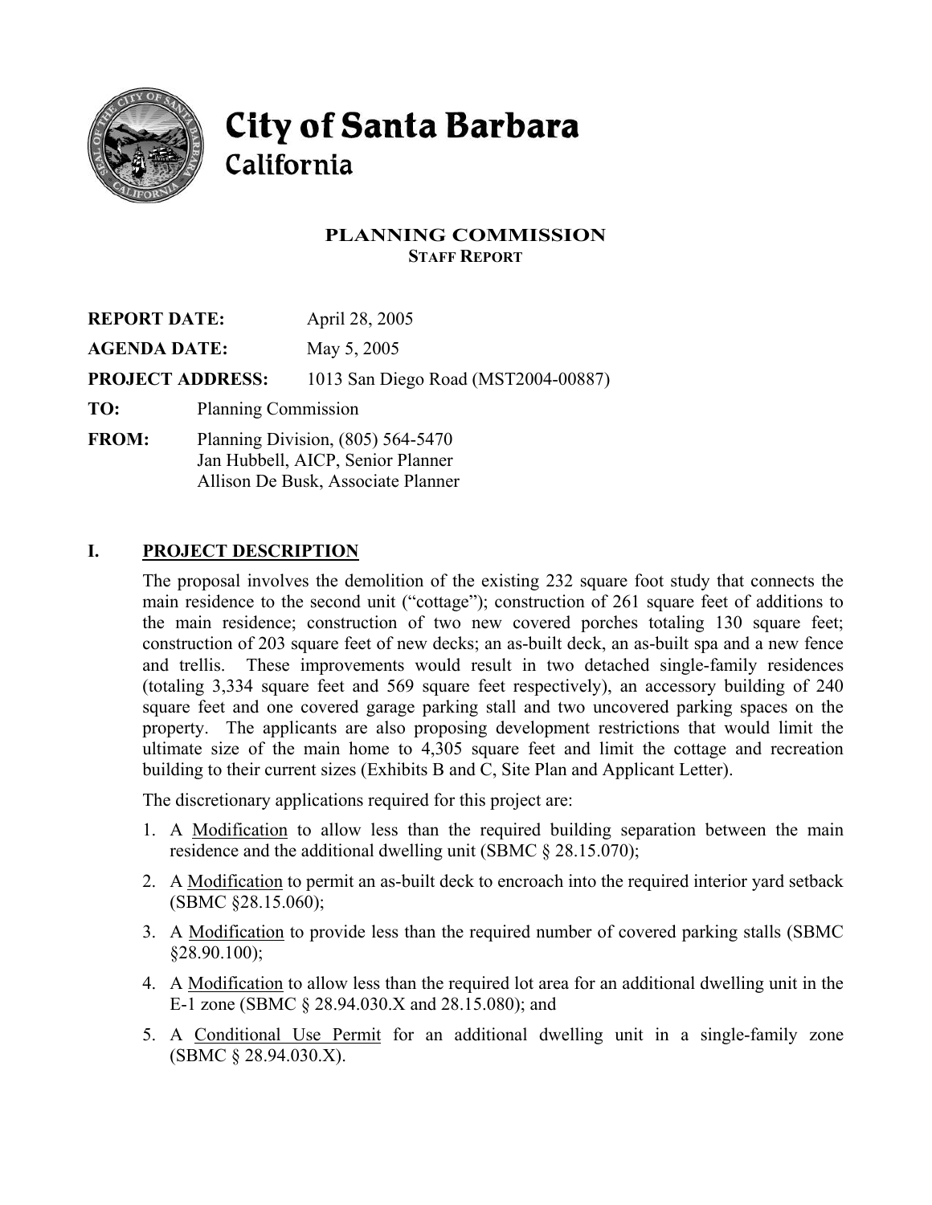# City of Santa Barbara
## California

## PLANNING COMMISSION
### STAFF REPORT

**REPORT DATE:** April 28, 2005

**AGENDA DATE:** May 5, 2005

**PROJECT ADDRESS:** 1013 San Diego Road (MST2004-00887)

**TO:** Planning Commission

**FROM:** Planning Division, (805) 564-5470
Jan Hubbell, AICP, Senior Planner
Allison De Busk, Associate Planner

## I. PROJECT DESCRIPTION

The proposal involves the demolition of the existing 232 square foot study that connects the main residence to the second unit ("cottage"); construction of 261 square feet of additions to the main residence; construction of two new covered porches totaling 130 square feet; construction of 203 square feet of new decks; an as-built deck, an as-built spa and a new fence and trellis. These improvements would result in two detached single-family residences (totaling 3,334 square feet and 569 square feet respectively), an accessory building of 240 square feet and one covered garage parking stall and two uncovered parking spaces on the property. The applicants are also proposing development restrictions that would limit the ultimate size of the main home to 4,305 square feet and limit the cottage and recreation building to their current sizes (Exhibits B and C, Site Plan and Applicant Letter).

The discretionary applications required for this project are:

1. A Modification to allow less than the required building separation between the main residence and the additional dwelling unit (SBMC § 28.15.070);
2. A Modification to permit an as-built deck to encroach into the required interior yard setback (SBMC §28.15.060);
3. A Modification to provide less than the required number of covered parking stalls (SBMC §28.90.100);
4. A Modification to allow less than the required lot area for an additional dwelling unit in the E-1 zone (SBMC § 28.94.030.X and 28.15.080); and
5. A Conditional Use Permit for an additional dwelling unit in a single-family zone (SBMC § 28.94.030.X).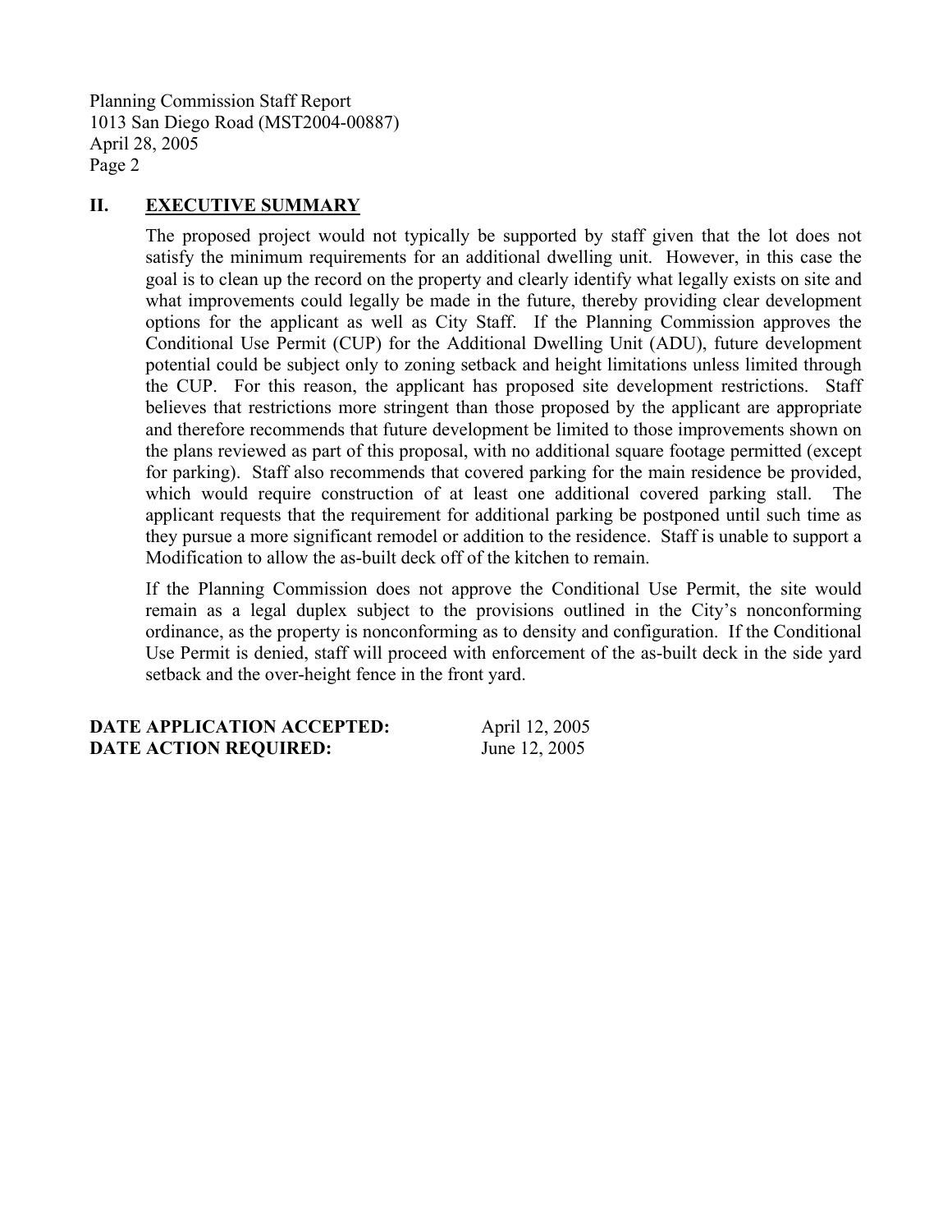## II. EXECUTIVE SUMMARY

The proposed project would not typically be supported by staff given that the lot does not satisfy the minimum requirements for an additional dwelling unit. However, in this case the goal is to clean up the record on the property and clearly identify what legally exists on site and what improvements could legally be made in the future, thereby providing clear development options for the applicant as well as City Staff. If the Planning Commission approves the Conditional Use Permit (CUP) for the Additional Dwelling Unit (ADU), future development potential could be subject only to zoning setback and height limitations unless limited through the CUP. For this reason, the applicant has proposed site development restrictions. Staff believes that restrictions more stringent than those proposed by the applicant are appropriate and therefore recommends that future development be limited to those improvements shown on the plans reviewed as part of this proposal, with no additional square footage permitted (except for parking). Staff also recommends that covered parking for the main residence be provided, which would require construction of at least one additional covered parking stall. The applicant requests that the requirement for additional parking be postponed until such time as they pursue a more significant remodel or addition to the residence. Staff is unable to support a Modification to allow the as-built deck off of the kitchen to remain.

If the Planning Commission does not approve the Conditional Use Permit, the site would remain as a legal duplex subject to the provisions outlined in the City's nonconforming ordinance, as the property is nonconforming as to density and configuration. If the Conditional Use Permit is denied, staff will proceed with enforcement of the as-built deck in the side yard setback and the over-height fence in the front yard.

**DATE APPLICATION ACCEPTED:** April 12, 2005
**DATE ACTION REQUIRED:** June 12, 2005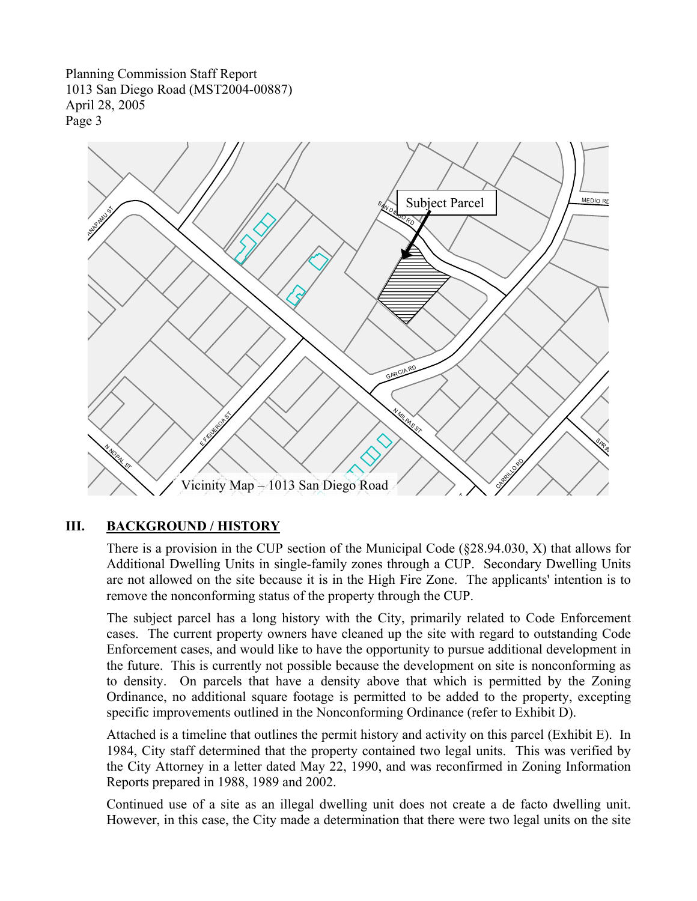Vicinity Map – 1013 San Diego Road

## III. BACKGROUND / HISTORY

There is a provision in the CUP section of the Municipal Code (§28.94.030, X) that allows for Additional Dwelling Units in single-family zones through a CUP. Secondary Dwelling Units are not allowed on the site because it is in the High Fire Zone. The applicants' intention is to remove the nonconforming status of the property through the CUP.

The subject parcel has a long history with the City, primarily related to Code Enforcement cases. The current property owners have cleaned up the site with regard to outstanding Code Enforcement cases, and would like to have the opportunity to pursue additional development in the future. This is currently not possible because the development on site is nonconforming as to density. On parcels that have a density above that which is permitted by the Zoning Ordinance, no additional square footage is permitted to be added to the property, excepting specific improvements outlined in the Nonconforming Ordinance (refer to Exhibit D).

Attached is a timeline that outlines the permit history and activity on this parcel (Exhibit E). In 1984, City staff determined that the property contained two legal units. This was verified by the City Attorney in a letter dated May 22, 1990, and was reconfirmed in Zoning Information Reports prepared in 1988, 1989 and 2002.

Continued use of a site as an illegal dwelling unit does not create a de facto dwelling unit. However, in this case, the City made a determination that there were two legal units on the site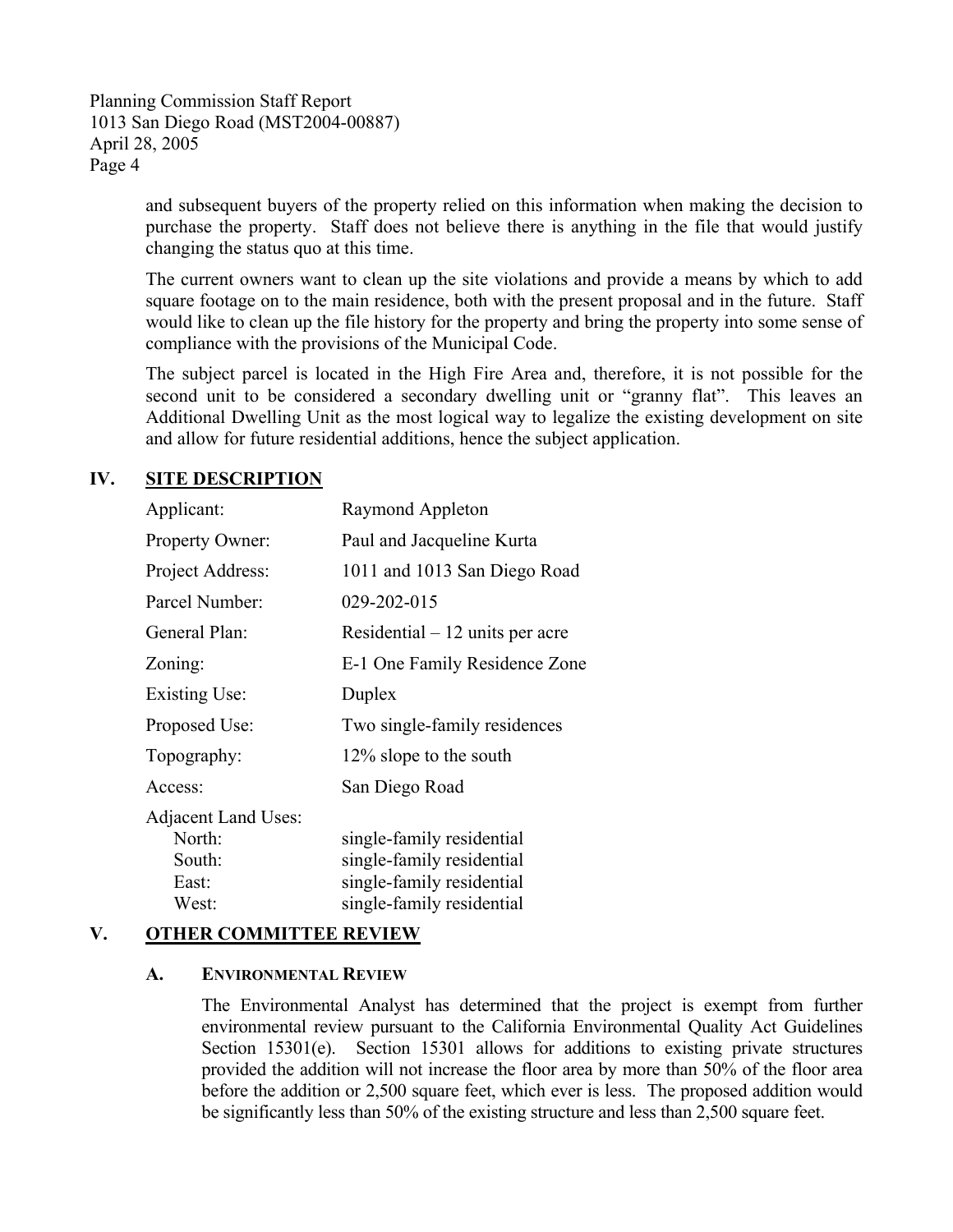and subsequent buyers of the property relied on this information when making the decision to purchase the property. Staff does not believe there is anything in the file that would justify changing the status quo at this time.

The current owners want to clean up the site violations and provide a means by which to add square footage on to the main residence, both with the present proposal and in the future. Staff would like to clean up the file history for the property and bring the property into some sense of compliance with the provisions of the Municipal Code.

The subject parcel is located in the High Fire Area and, therefore, it is not possible for the second unit to be considered a secondary dwelling unit or "granny flat". This leaves an Additional Dwelling Unit as the most logical way to legalize the existing development on site and allow for future residential additions, hence the subject application.

## IV. SITE DESCRIPTION

| | |
|---|---|
| Applicant: | Raymond Appleton |
| Property Owner: | Paul and Jacqueline Kurta |
| Project Address: | 1011 and 1013 San Diego Road |
| Parcel Number: | 029-202-015 |
| General Plan: | Residential – 12 units per acre |
| Zoning: | E-1 One Family Residence Zone |
| Existing Use: | Duplex |
| Proposed Use: | Two single-family residences |
| Topography: | 12% slope to the south |
| Access: | San Diego Road |
| Adjacent Land Uses: | |
| North: | single-family residential |
| South: | single-family residential |
| East: | single-family residential |
| West: | single-family residential |

## V. OTHER COMMITTEE REVIEW

### A. ENVIRONMENTAL REVIEW

The Environmental Analyst has determined that the project is exempt from further environmental review pursuant to the California Environmental Quality Act Guidelines Section 15301(e). Section 15301 allows for additions to existing private structures provided the addition will not increase the floor area by more than 50% of the floor area before the addition or 2,500 square feet, which ever is less. The proposed addition would be significantly less than 50% of the existing structure and less than 2,500 square feet.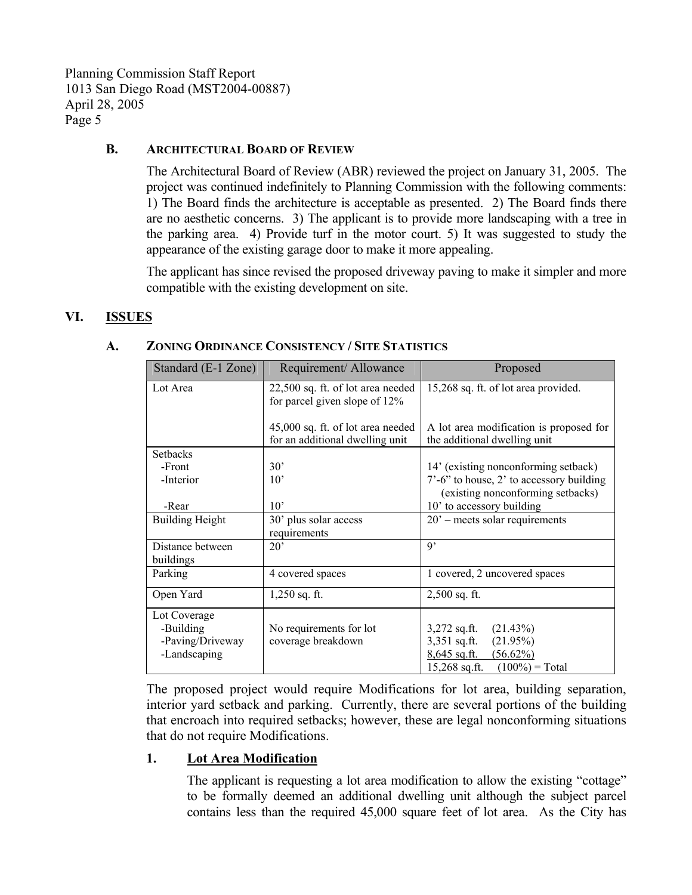### B. ARCHITECTURAL BOARD OF REVIEW

The Architectural Board of Review (ABR) reviewed the project on January 31, 2005. The project was continued indefinitely to Planning Commission with the following comments: 1) The Board finds the architecture is acceptable as presented. 2) The Board finds there are no aesthetic concerns. 3) The applicant is to provide more landscaping with a tree in the parking area. 4) Provide turf in the motor court. 5) It was suggested to study the appearance of the existing garage door to make it more appealing.

The applicant has since revised the proposed driveway paving to make it simpler and more compatible with the existing development on site.

## VI. ISSUES

### A. ZONING ORDINANCE CONSISTENCY / SITE STATISTICS

| Standard (E-1 Zone) | Requirement/ Allowance | Proposed |
|---|---|---|
| Lot Area | 22,500 sq. ft. of lot area needed for parcel given slope of 12%<br><br>45,000 sq. ft. of lot area needed for an additional dwelling unit | 15,268 sq. ft. of lot area provided.<br><br>A lot area modification is proposed for the additional dwelling unit |
| Setbacks<br>-Front<br>-Interior<br><br>-Rear | <br>30'<br>10'<br><br>10' | <br>14' (existing nonconforming setback)<br>7'-6" to house, 2' to accessory building (existing nonconforming setbacks)<br>10' to accessory building |
| Building Height | 30' plus solar access requirements | 20' – meets solar requirements |
| Distance between buildings | 20' | 9' |
| Parking | 4 covered spaces | 1 covered, 2 uncovered spaces |
| Open Yard | 1,250 sq. ft. | 2,500 sq. ft. |
| Lot Coverage<br>-Building<br>-Paving/Driveway<br>-Landscaping | <br>No requirements for lot coverage breakdown | <br>3,272 sq.ft. (21.43%)<br>3,351 sq.ft. (21.95%)<br>8,645 sq.ft. (56.62%)<br>15,268 sq.ft. (100%) = Total |

The proposed project would require Modifications for lot area, building separation, interior yard setback and parking. Currently, there are several portions of the building that encroach into required setbacks; however, these are legal nonconforming situations that do not require Modifications.

#### 1. Lot Area Modification

The applicant is requesting a lot area modification to allow the existing "cottage" to be formally deemed an additional dwelling unit although the subject parcel contains less than the required 45,000 square feet of lot area. As the City has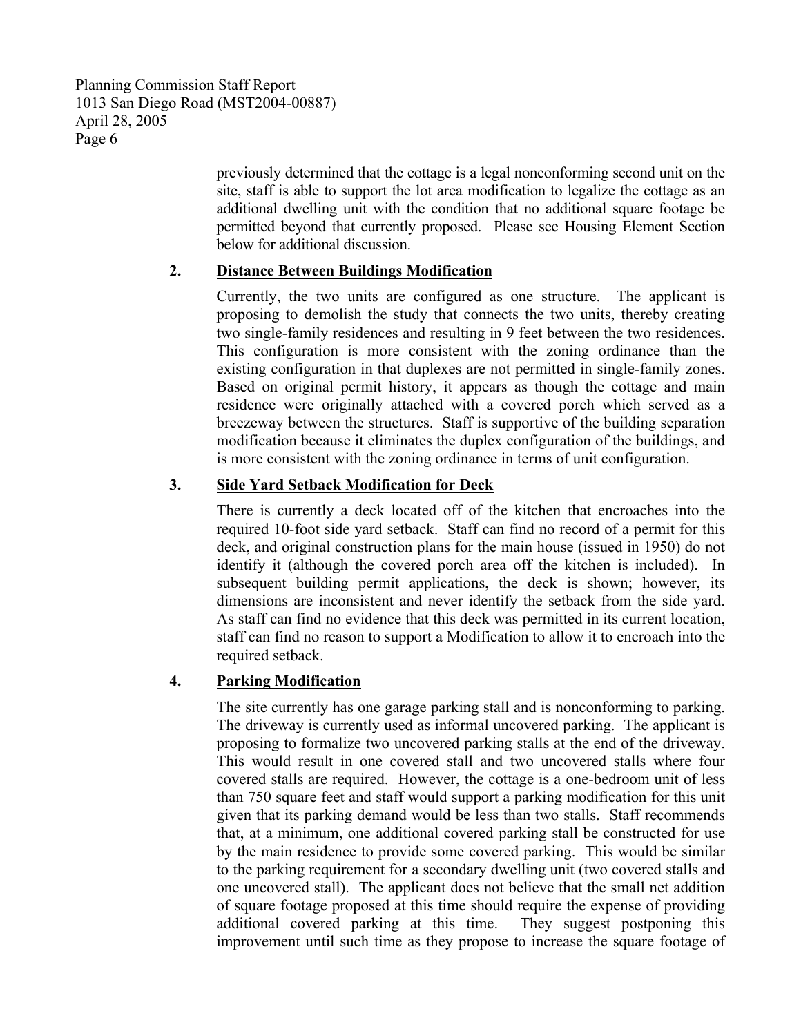previously determined that the cottage is a legal nonconforming second unit on the site, staff is able to support the lot area modification to legalize the cottage as an additional dwelling unit with the condition that no additional square footage be permitted beyond that currently proposed. Please see Housing Element Section below for additional discussion.

**2. Distance Between Buildings Modification**

Currently, the two units are configured as one structure. The applicant is proposing to demolish the study that connects the two units, thereby creating two single-family residences and resulting in 9 feet between the two residences. This configuration is more consistent with the zoning ordinance than the existing configuration in that duplexes are not permitted in single-family zones. Based on original permit history, it appears as though the cottage and main residence were originally attached with a covered porch which served as a breezeway between the structures. Staff is supportive of the building separation modification because it eliminates the duplex configuration of the buildings, and is more consistent with the zoning ordinance in terms of unit configuration.

**3. Side Yard Setback Modification for Deck**

There is currently a deck located off of the kitchen that encroaches into the required 10-foot side yard setback. Staff can find no record of a permit for this deck, and original construction plans for the main house (issued in 1950) do not identify it (although the covered porch area off the kitchen is included). In subsequent building permit applications, the deck is shown; however, its dimensions are inconsistent and never identify the setback from the side yard. As staff can find no evidence that this deck was permitted in its current location, staff can find no reason to support a Modification to allow it to encroach into the required setback.

**4. Parking Modification**

The site currently has one garage parking stall and is nonconforming to parking. The driveway is currently used as informal uncovered parking. The applicant is proposing to formalize two uncovered parking stalls at the end of the driveway. This would result in one covered stall and two uncovered stalls where four covered stalls are required. However, the cottage is a one-bedroom unit of less than 750 square feet and staff would support a parking modification for this unit given that its parking demand would be less than two stalls. Staff recommends that, at a minimum, one additional covered parking stall be constructed for use by the main residence to provide some covered parking. This would be similar to the parking requirement for a secondary dwelling unit (two covered stalls and one uncovered stall). The applicant does not believe that the small net addition of square footage proposed at this time should require the expense of providing additional covered parking at this time. They suggest postponing this improvement until such time as they propose to increase the square footage of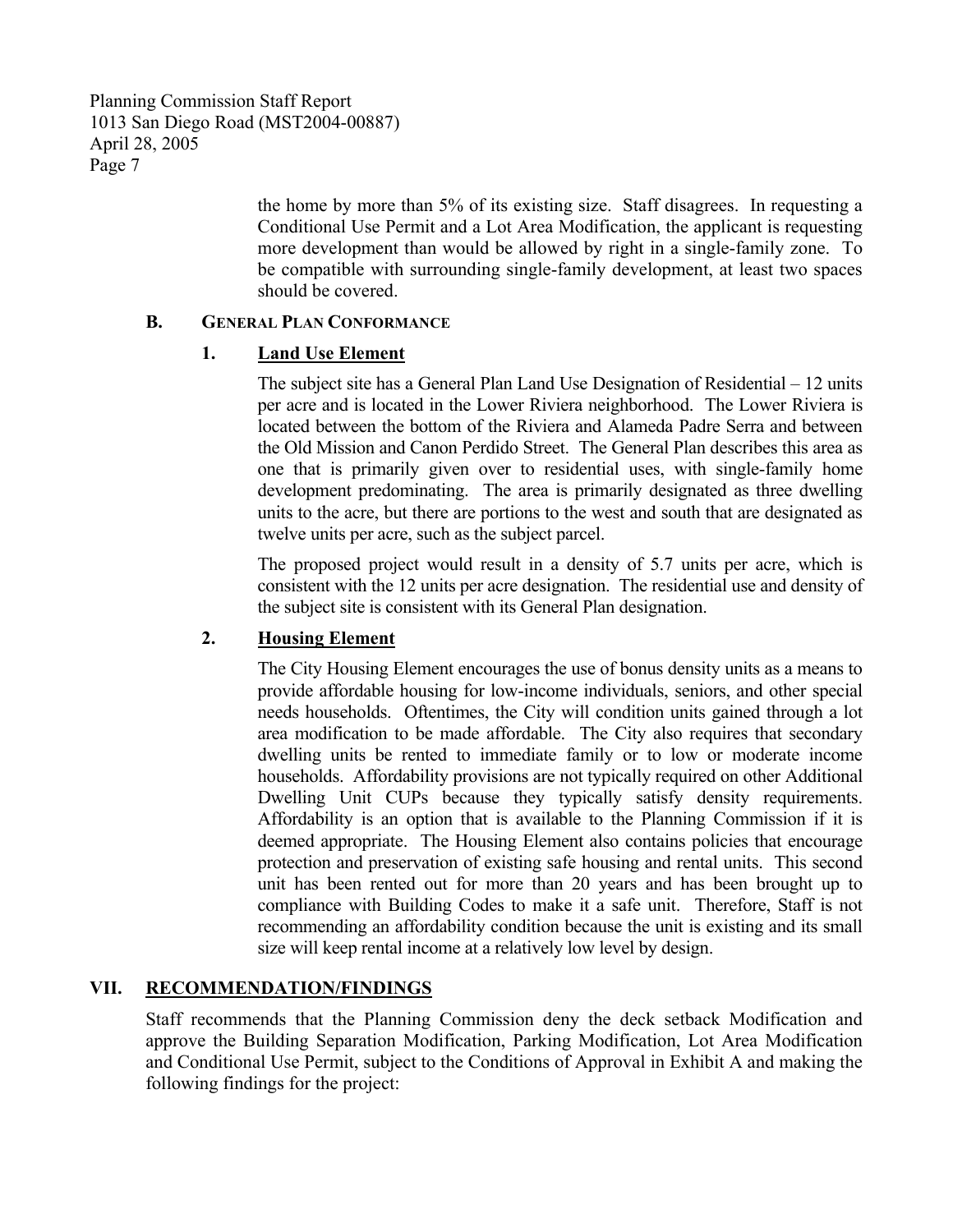the home by more than 5% of its existing size. Staff disagrees. In requesting a Conditional Use Permit and a Lot Area Modification, the applicant is requesting more development than would be allowed by right in a single-family zone. To be compatible with surrounding single-family development, at least two spaces should be covered.

### B. GENERAL PLAN CONFORMANCE

#### 1. Land Use Element

The subject site has a General Plan Land Use Designation of Residential – 12 units per acre and is located in the Lower Riviera neighborhood. The Lower Riviera is located between the bottom of the Riviera and Alameda Padre Serra and between the Old Mission and Canon Perdido Street. The General Plan describes this area as one that is primarily given over to residential uses, with single-family home development predominating. The area is primarily designated as three dwelling units to the acre, but there are portions to the west and south that are designated as twelve units per acre, such as the subject parcel.

The proposed project would result in a density of 5.7 units per acre, which is consistent with the 12 units per acre designation. The residential use and density of the subject site is consistent with its General Plan designation.

#### 2. Housing Element

The City Housing Element encourages the use of bonus density units as a means to provide affordable housing for low-income individuals, seniors, and other special needs households. Oftentimes, the City will condition units gained through a lot area modification to be made affordable. The City also requires that secondary dwelling units be rented to immediate family or to low or moderate income households. Affordability provisions are not typically required on other Additional Dwelling Unit CUPs because they typically satisfy density requirements. Affordability is an option that is available to the Planning Commission if it is deemed appropriate. The Housing Element also contains policies that encourage protection and preservation of existing safe housing and rental units. This second unit has been rented out for more than 20 years and has been brought up to compliance with Building Codes to make it a safe unit. Therefore, Staff is not recommending an affordability condition because the unit is existing and its small size will keep rental income at a relatively low level by design.

## VII. RECOMMENDATION/FINDINGS

Staff recommends that the Planning Commission deny the deck setback Modification and approve the Building Separation Modification, Parking Modification, Lot Area Modification and Conditional Use Permit, subject to the Conditions of Approval in Exhibit A and making the following findings for the project: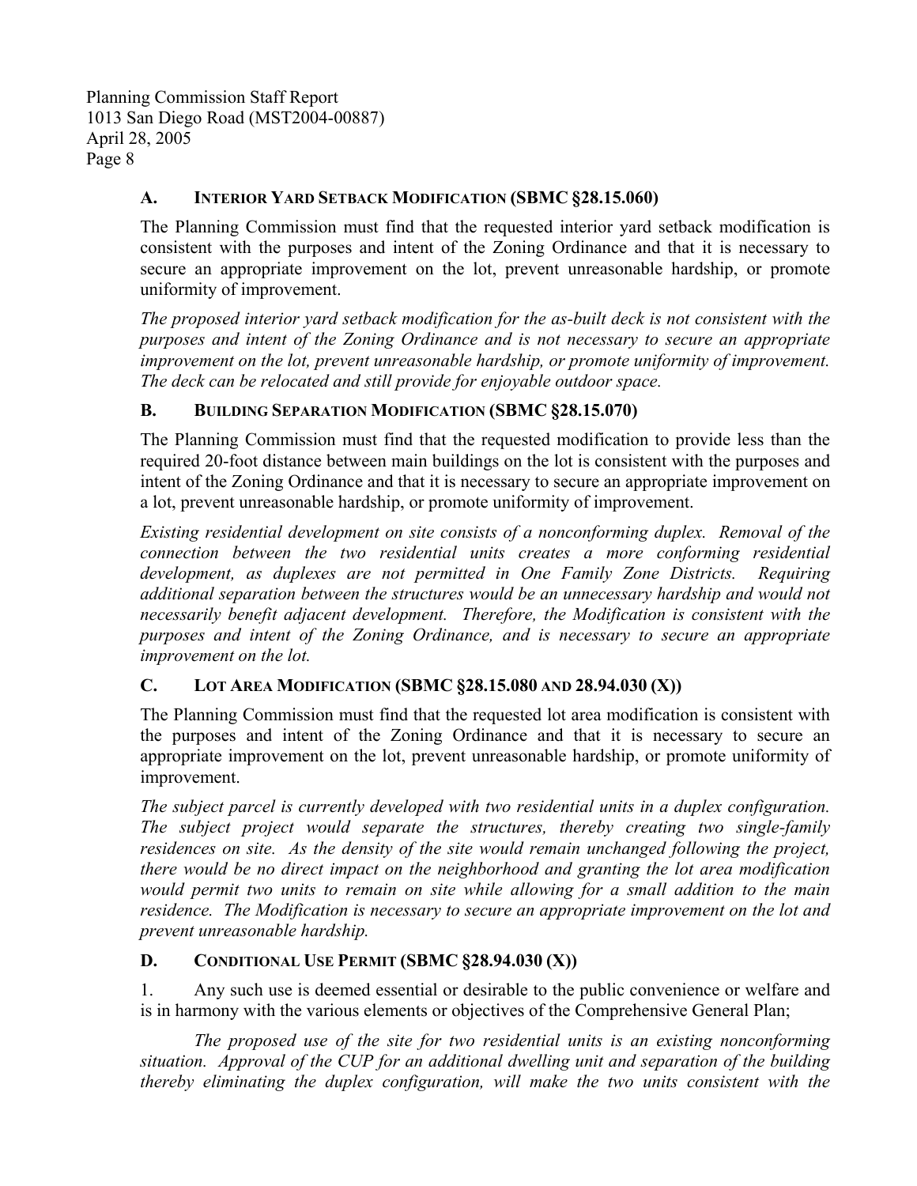### A. Interior Yard Setback Modification (SBMC §28.15.060)

The Planning Commission must find that the requested interior yard setback modification is consistent with the purposes and intent of the Zoning Ordinance and that it is necessary to secure an appropriate improvement on the lot, prevent unreasonable hardship, or promote uniformity of improvement.

*The proposed interior yard setback modification for the as-built deck is not consistent with the purposes and intent of the Zoning Ordinance and is not necessary to secure an appropriate improvement on the lot, prevent unreasonable hardship, or promote uniformity of improvement. The deck can be relocated and still provide for enjoyable outdoor space.*

### B. Building Separation Modification (SBMC §28.15.070)

The Planning Commission must find that the requested modification to provide less than the required 20-foot distance between main buildings on the lot is consistent with the purposes and intent of the Zoning Ordinance and that it is necessary to secure an appropriate improvement on a lot, prevent unreasonable hardship, or promote uniformity of improvement.

*Existing residential development on site consists of a nonconforming duplex. Removal of the connection between the two residential units creates a more conforming residential development, as duplexes are not permitted in One Family Zone Districts. Requiring additional separation between the structures would be an unnecessary hardship and would not necessarily benefit adjacent development. Therefore, the Modification is consistent with the purposes and intent of the Zoning Ordinance, and is necessary to secure an appropriate improvement on the lot.*

### C. Lot Area Modification (SBMC §28.15.080 and 28.94.030 (X))

The Planning Commission must find that the requested lot area modification is consistent with the purposes and intent of the Zoning Ordinance and that it is necessary to secure an appropriate improvement on the lot, prevent unreasonable hardship, or promote uniformity of improvement.

*The subject parcel is currently developed with two residential units in a duplex configuration. The subject project would separate the structures, thereby creating two single-family residences on site. As the density of the site would remain unchanged following the project, there would be no direct impact on the neighborhood and granting the lot area modification would permit two units to remain on site while allowing for a small addition to the main residence. The Modification is necessary to secure an appropriate improvement on the lot and prevent unreasonable hardship.*

### D. Conditional Use Permit (SBMC §28.94.030 (X))

1. Any such use is deemed essential or desirable to the public convenience or welfare and is in harmony with the various elements or objectives of the Comprehensive General Plan;

*The proposed use of the site for two residential units is an existing nonconforming situation. Approval of the CUP for an additional dwelling unit and separation of the building thereby eliminating the duplex configuration, will make the two units consistent with the*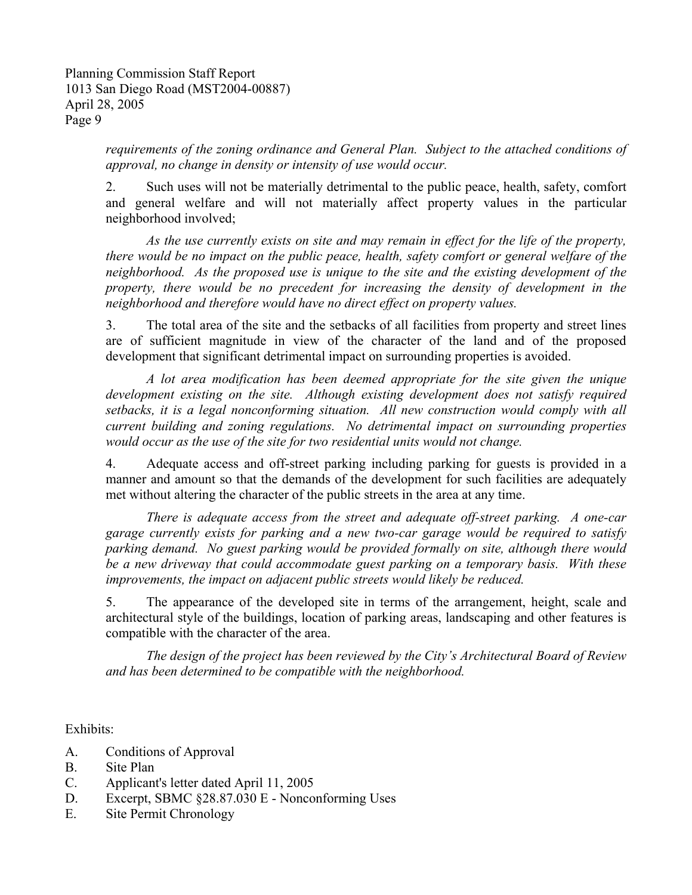*requirements of the zoning ordinance and General Plan. Subject to the attached conditions of approval, no change in density or intensity of use would occur.*

2. Such uses will not be materially detrimental to the public peace, health, safety, comfort and general welfare and will not materially affect property values in the particular neighborhood involved;

*As the use currently exists on site and may remain in effect for the life of the property, there would be no impact on the public peace, health, safety comfort or general welfare of the neighborhood. As the proposed use is unique to the site and the existing development of the property, there would be no precedent for increasing the density of development in the neighborhood and therefore would have no direct effect on property values.*

3. The total area of the site and the setbacks of all facilities from property and street lines are of sufficient magnitude in view of the character of the land and of the proposed development that significant detrimental impact on surrounding properties is avoided.

*A lot area modification has been deemed appropriate for the site given the unique development existing on the site. Although existing development does not satisfy required setbacks, it is a legal nonconforming situation. All new construction would comply with all current building and zoning regulations. No detrimental impact on surrounding properties would occur as the use of the site for two residential units would not change.*

4. Adequate access and off-street parking including parking for guests is provided in a manner and amount so that the demands of the development for such facilities are adequately met without altering the character of the public streets in the area at any time.

*There is adequate access from the street and adequate off-street parking. A one-car garage currently exists for parking and a new two-car garage would be required to satisfy parking demand. No guest parking would be provided formally on site, although there would be a new driveway that could accommodate guest parking on a temporary basis. With these improvements, the impact on adjacent public streets would likely be reduced.*

5. The appearance of the developed site in terms of the arrangement, height, scale and architectural style of the buildings, location of parking areas, landscaping and other features is compatible with the character of the area.

*The design of the project has been reviewed by the City's Architectural Board of Review and has been determined to be compatible with the neighborhood.*

Exhibits:

A. Conditions of Approval
B. Site Plan
C. Applicant's letter dated April 11, 2005
D. Excerpt, SBMC §28.87.030 E - Nonconforming Uses
E. Site Permit Chronology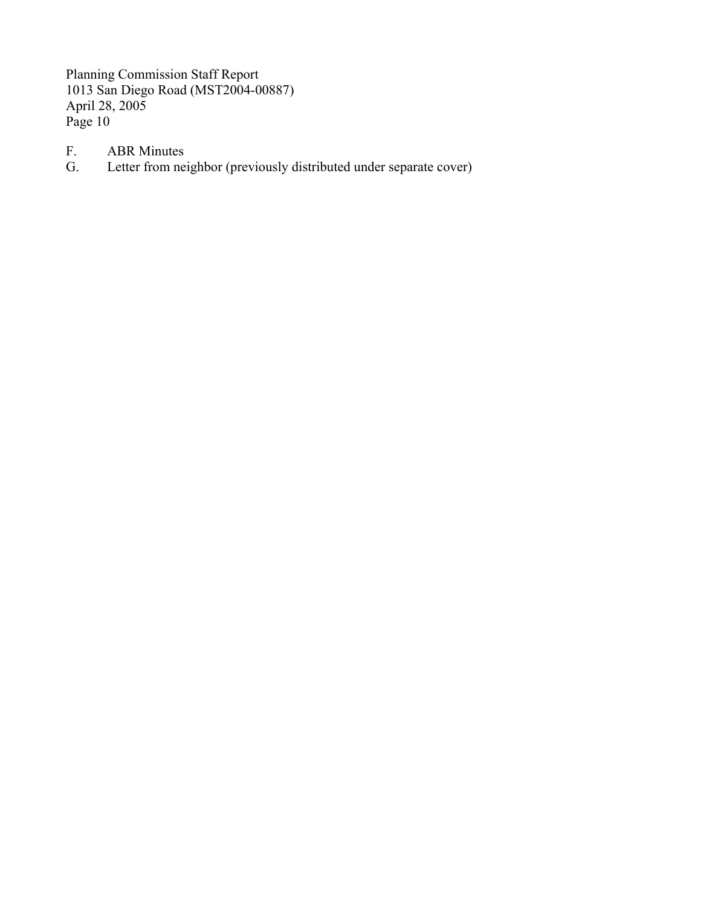F. ABR Minutes

G. Letter from neighbor (previously distributed under separate cover)